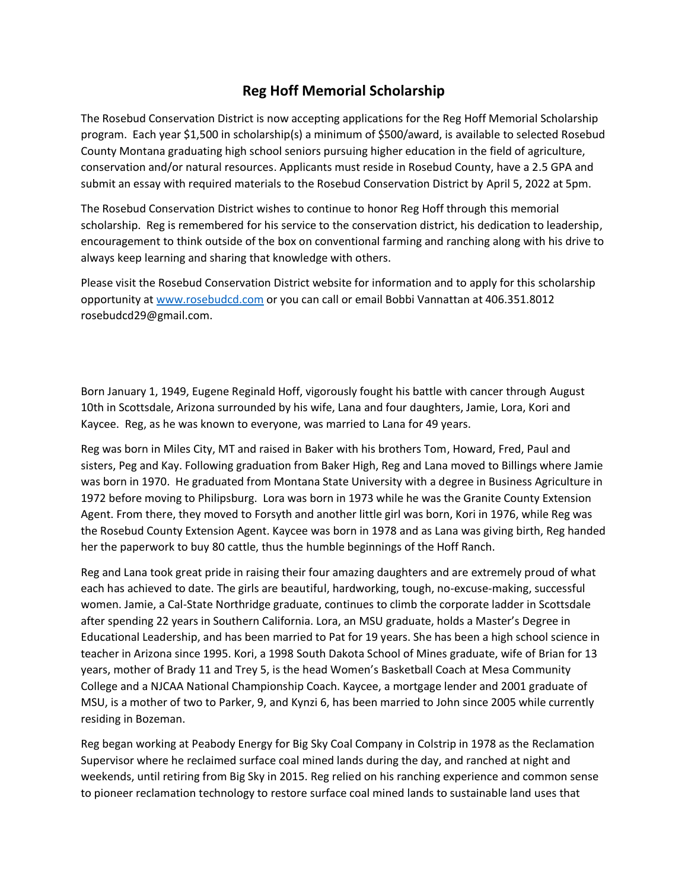# Reg Hoff Memorial Scholarship

The Rosebud Conservation District is now accepting applications for the Reg Hoff Memorial Scholarship program. Each year $1,500 in scholarship(s) a minimum of $500/award, is available to selected Rosebud County Montana graduating high school seniors pursuing higher education in the field of agriculture, conservation and/or natural resources. Applicants must reside in Rosebud County, have a 2.5 GPA and submit an essay with required materials to the Rosebud Conservation District by April 5, 2022 at 5pm.

The Rosebud Conservation District wishes to continue to honor Reg Hoff through this memorial scholarship. Reg is remembered for his service to the conservation district, his dedication to leadership, encouragement to think outside of the box on conventional farming and ranching along with his drive to always keep learning and sharing that knowledge with others.

Please visit the Rosebud Conservation District website for information and to apply for this scholarship opportunity at [www.rosebudcd.com](http://www.rosebudcd.com) or you can call or email Bobbi Vannattan at 406.351.8012 rosebudcd29@gmail.com.

Born January 1, 1949, Eugene Reginald Hoff, vigorously fought his battle with cancer through August 10th in Scottsdale, Arizona surrounded by his wife, Lana and four daughters, Jamie, Lora, Kori and Kaycee. Reg, as he was known to everyone, was married to Lana for 49 years.

Reg was born in Miles City, MT and raised in Baker with his brothers Tom, Howard, Fred, Paul and sisters, Peg and Kay. Following graduation from Baker High, Reg and Lana moved to Billings where Jamie was born in 1970. He graduated from Montana State University with a degree in Business Agriculture in 1972 before moving to Philipsburg. Lora was born in 1973 while he was the Granite County Extension Agent. From there, they moved to Forsyth and another little girl was born, Kori in 1976, while Reg was the Rosebud County Extension Agent. Kaycee was born in 1978 and as Lana was giving birth, Reg handed her the paperwork to buy 80 cattle, thus the humble beginnings of the Hoff Ranch.

Reg and Lana took great pride in raising their four amazing daughters and are extremely proud of what each has achieved to date. The girls are beautiful, hardworking, tough, no-excuse-making, successful women. Jamie, a Cal-State Northridge graduate, continues to climb the corporate ladder in Scottsdale after spending 22 years in Southern California. Lora, an MSU graduate, holds a Master's Degree in Educational Leadership, and has been married to Pat for 19 years. She has been a high school science in teacher in Arizona since 1995. Kori, a 1998 South Dakota School of Mines graduate, wife of Brian for 13 years, mother of Brady 11 and Trey 5, is the head Women's Basketball Coach at Mesa Community College and a NJCAA National Championship Coach. Kaycee, a mortgage lender and 2001 graduate of MSU, is a mother of two to Parker, 9, and Kynzi 6, has been married to John since 2005 while currently residing in Bozeman.

Reg began working at Peabody Energy for Big Sky Coal Company in Colstrip in 1978 as the Reclamation Supervisor where he reclaimed surface coal mined lands during the day, and ranched at night and weekends, until retiring from Big Sky in 2015. Reg relied on his ranching experience and common sense to pioneer reclamation technology to restore surface coal mined lands to sustainable land uses that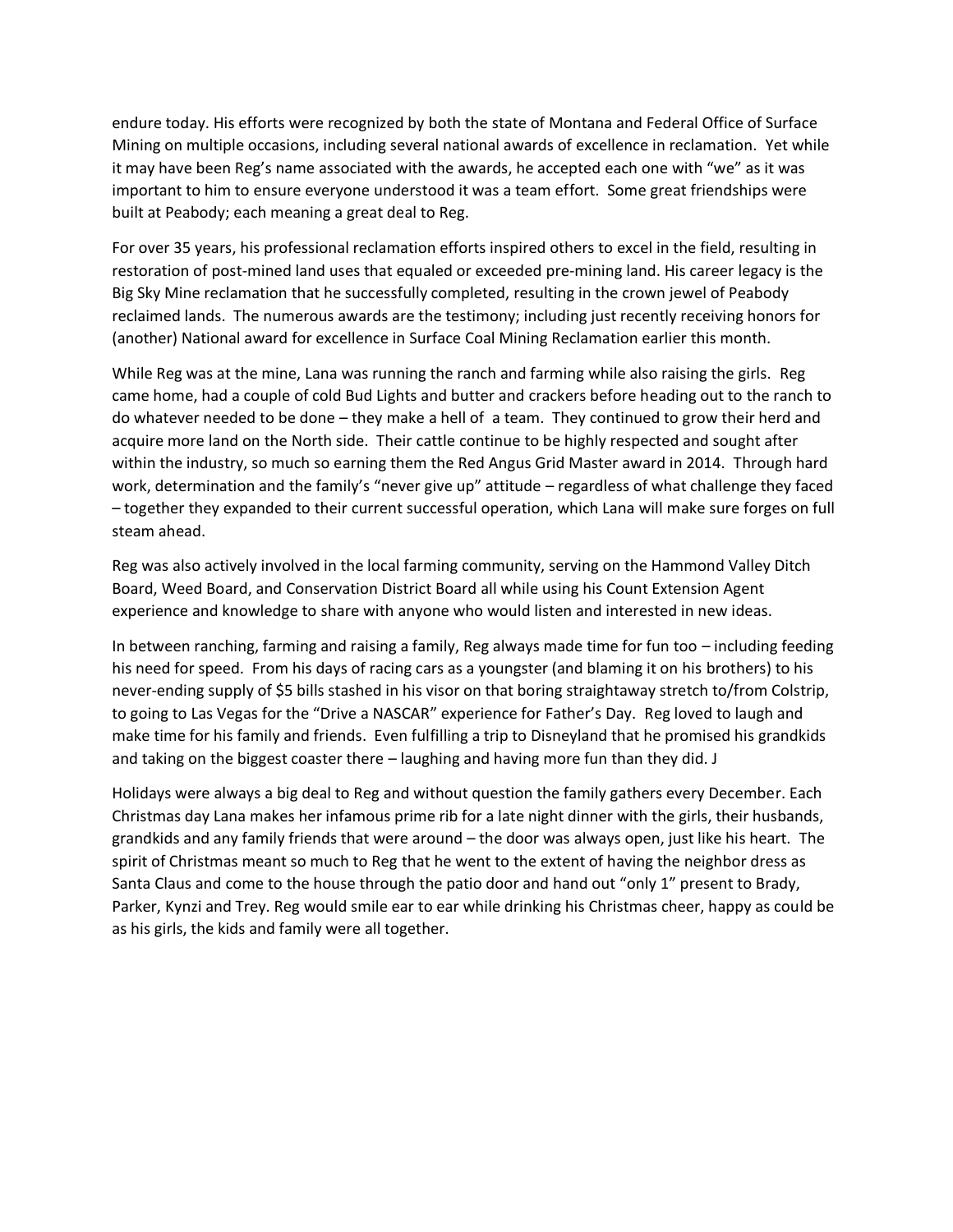endure today. His efforts were recognized by both the state of Montana and Federal Office of Surface Mining on multiple occasions, including several national awards of excellence in reclamation. Yet while it may have been Reg's name associated with the awards, he accepted each one with "we" as it was important to him to ensure everyone understood it was a team effort. Some great friendships were built at Peabody; each meaning a great deal to Reg.

For over 35 years, his professional reclamation efforts inspired others to excel in the field, resulting in restoration of post-mined land uses that equaled or exceeded pre-mining land. His career legacy is the Big Sky Mine reclamation that he successfully completed, resulting in the crown jewel of Peabody reclaimed lands. The numerous awards are the testimony; including just recently receiving honors for (another) National award for excellence in Surface Coal Mining Reclamation earlier this month.

While Reg was at the mine, Lana was running the ranch and farming while also raising the girls. Reg came home, had a couple of cold Bud Lights and butter and crackers before heading out to the ranch to do whatever needed to be done – they make a hell of a team. They continued to grow their herd and acquire more land on the North side. Their cattle continue to be highly respected and sought after within the industry, so much so earning them the Red Angus Grid Master award in 2014. Through hard work, determination and the family's "never give up" attitude – regardless of what challenge they faced – together they expanded to their current successful operation, which Lana will make sure forges on full steam ahead.

Reg was also actively involved in the local farming community, serving on the Hammond Valley Ditch Board, Weed Board, and Conservation District Board all while using his Count Extension Agent experience and knowledge to share with anyone who would listen and interested in new ideas.

In between ranching, farming and raising a family, Reg always made time for fun too – including feeding his need for speed. From his days of racing cars as a youngster (and blaming it on his brothers) to his never-ending supply of $5 bills stashed in his visor on that boring straightaway stretch to/from Colstrip, to going to Las Vegas for the "Drive a NASCAR" experience for Father's Day. Reg loved to laugh and make time for his family and friends. Even fulfilling a trip to Disneyland that he promised his grandkids and taking on the biggest coaster there – laughing and having more fun than they did. J

Holidays were always a big deal to Reg and without question the family gathers every December. Each Christmas day Lana makes her infamous prime rib for a late night dinner with the girls, their husbands, grandkids and any family friends that were around – the door was always open, just like his heart. The spirit of Christmas meant so much to Reg that he went to the extent of having the neighbor dress as Santa Claus and come to the house through the patio door and hand out "only 1" present to Brady, Parker, Kynzi and Trey. Reg would smile ear to ear while drinking his Christmas cheer, happy as could be as his girls, the kids and family were all together.